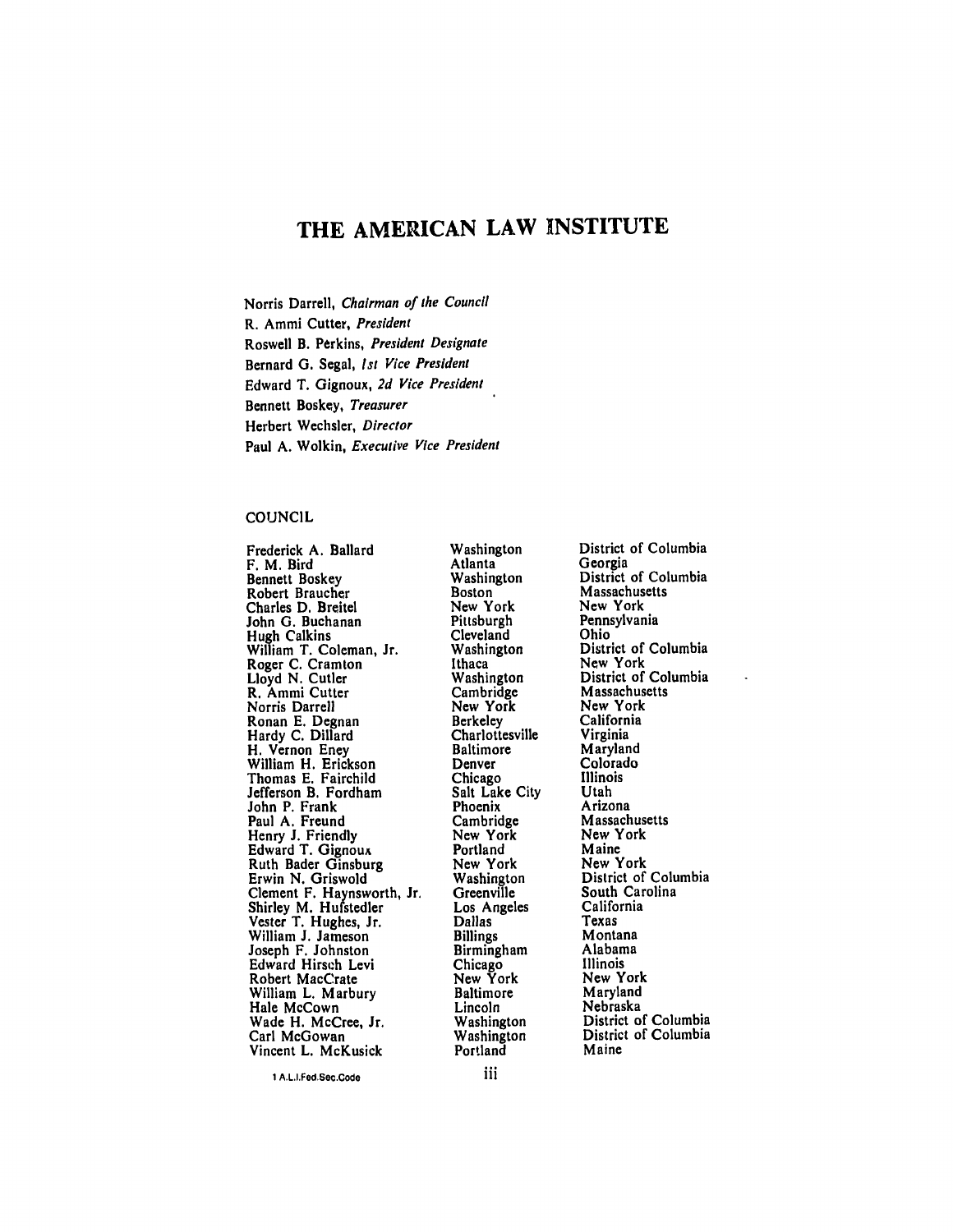# THE AMERICAN LAW INSTITUTE

Norris Darrell, *Chairman of the Council*
R. Ammi Cutter, *President*
Roswell B. Perkins, *President Designate*
Bernard G. Segal, *1st Vice President*
Edward T. Gignoux, *2d Vice President*
Bennett Boskey, *Treasurer*
Herbert Wechsler, *Director*
Paul A. Wolkin, *Executive Vice President*

## COUNCIL

| | | |
|---|---|---|
| Frederick A. Ballard | Washington | District of Columbia |
| F. M. Bird | Atlanta | Georgia |
| Bennett Boskey | Washington | District of Columbia |
| Robert Braucher | Boston | Massachusetts |
| Charles D. Breitel | New York | New York |
| John G. Buchanan | Pittsburgh | Pennsylvania |
| Hugh Calkins | Cleveland | Ohio |
| William T. Coleman, Jr. | Washington | District of Columbia |
| Roger C. Cramton | Ithaca | New York |
| Lloyd N. Cutler | Washington | District of Columbia |
| R. Ammi Cutter | Cambridge | Massachusetts |
| Norris Darrell | New York | New York |
| Ronan E. Degnan | Berkeley | California |
| Hardy C. Dillard | Charlottesville | Virginia |
| H. Vernon Eney | Baltimore | Maryland |
| William H. Erickson | Denver | Colorado |
| Thomas E. Fairchild | Chicago | Illinois |
| Jefferson B. Fordham | Salt Lake City | Utah |
| John P. Frank | Phoenix | Arizona |
| Paul A. Freund | Cambridge | Massachusetts |
| Henry J. Friendly | New York | New York |
| Edward T. Gignoux | Portland | Maine |
| Ruth Bader Ginsburg | New York | New York |
| Erwin N. Griswold | Washington | District of Columbia |
| Clement F. Haynsworth, Jr. | Greenville | South Carolina |
| Shirley M. Hufstedler | Los Angeles | California |
| Vester T. Hughes, Jr. | Dallas | Texas |
| William J. Jameson | Billings | Montana |
| Joseph F. Johnston | Birmingham | Alabama |
| Edward Hirsch Levi | Chicago | Illinois |
| Robert MacCrate | New York | New York |
| William L. Marbury | Baltimore | Maryland |
| Hale McCown | Lincoln | Nebraska |
| Wade H. McCree, Jr. | Washington | District of Columbia |
| Carl McGowan | Washington | District of Columbia |
| Vincent L. McKusick | Portland | Maine |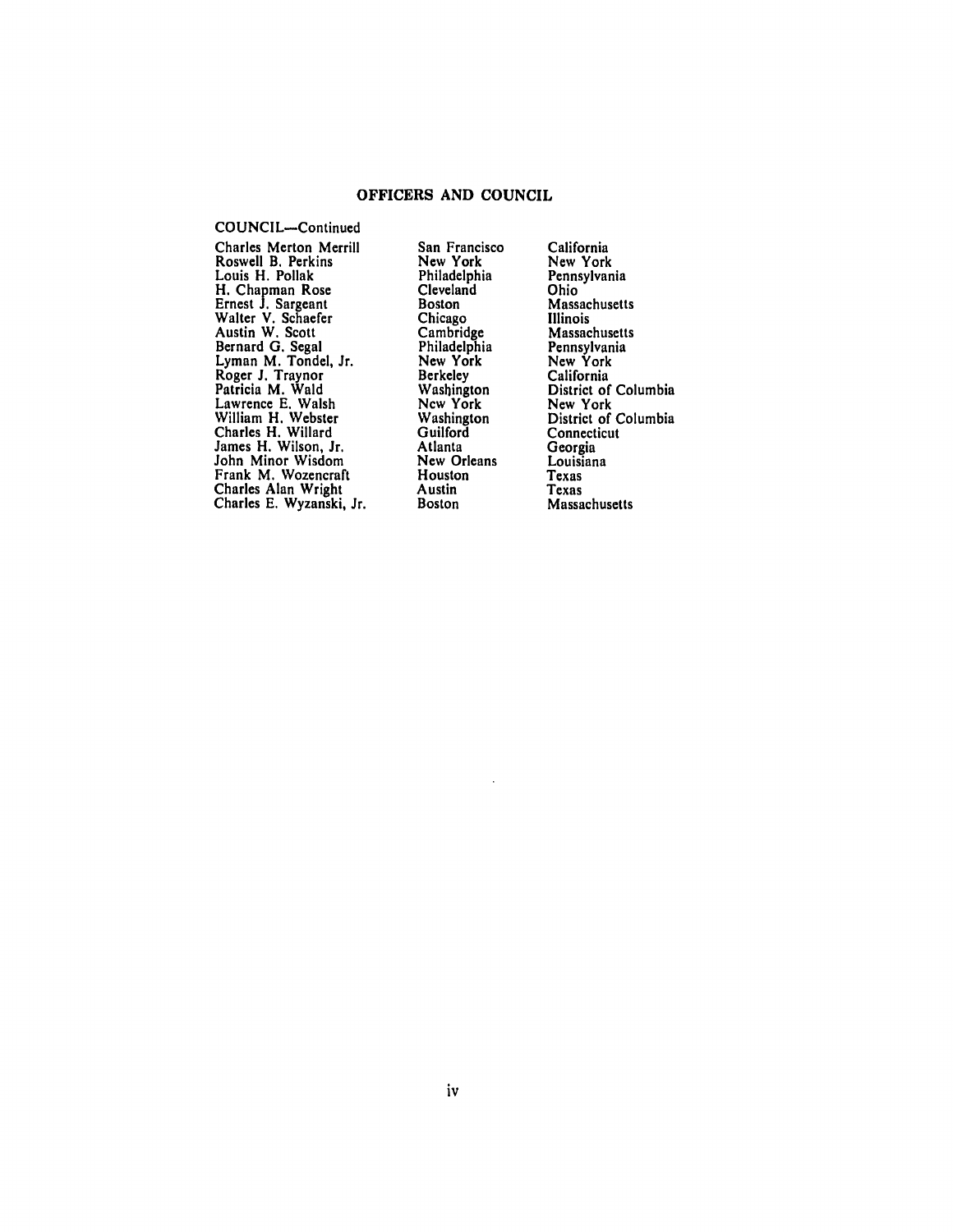## OFFICERS AND COUNCIL

COUNCIL—Continued

| | | |
|---|---|---|
| Charles Merton Merrill | San Francisco | California |
| Roswell B. Perkins | New York | New York |
| Louis H. Pollak | Philadelphia | Pennsylvania |
| H. Chapman Rose | Cleveland | Ohio |
| Ernest J. Sargeant | Boston | Massachusetts |
| Walter V. Schaefer | Chicago | Illinois |
| Austin W. Scott | Cambridge | Massachusetts |
| Bernard G. Segal | Philadelphia | Pennsylvania |
| Lyman M. Tondel, Jr. | New York | New York |
| Roger J. Traynor | Berkeley | California |
| Patricia M. Wald | Washington | District of Columbia |
| Lawrence E. Walsh | New York | New York |
| William H. Webster | Washington | District of Columbia |
| Charles H. Willard | Guilford | Connecticut |
| James H. Wilson, Jr. | Atlanta | Georgia |
| John Minor Wisdom | New Orleans | Louisiana |
| Frank M. Wozencraft | Houston | Texas |
| Charles Alan Wright | Austin | Texas |
| Charles E. Wyzanski, Jr. | Boston | Massachusetts |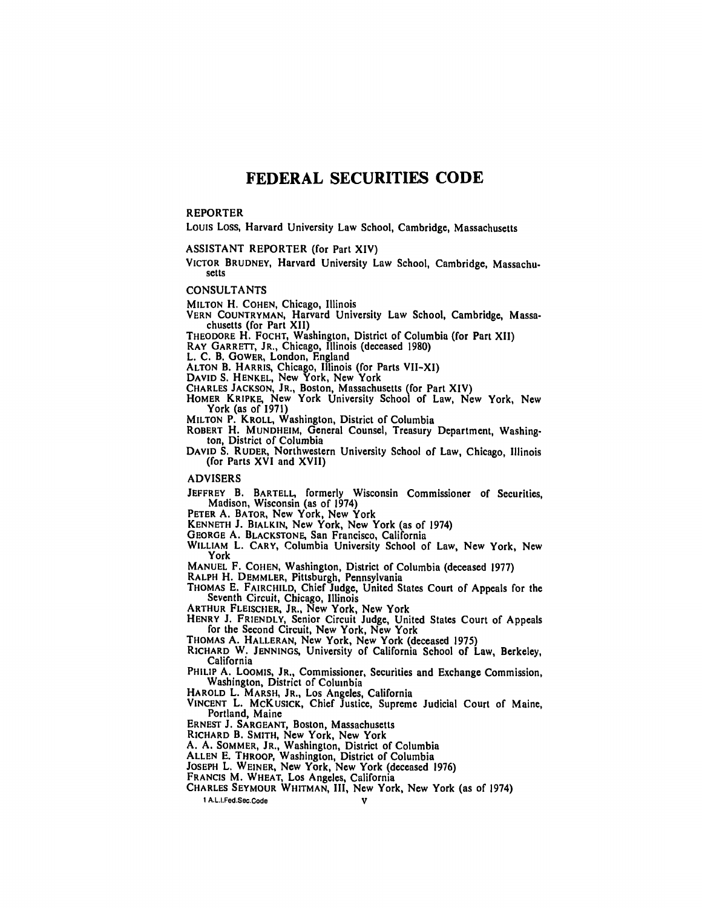# FEDERAL SECURITIES CODE

## REPORTER

LOUIS LOSS, Harvard University Law School, Cambridge, Massachusetts

## ASSISTANT REPORTER (for Part XIV)

VICTOR BRUDNEY, Harvard University Law School, Cambridge, Massachusetts

## CONSULTANTS

MILTON H. COHEN, Chicago, Illinois
VERN COUNTRYMAN, Harvard University Law School, Cambridge, Massachusetts (for Part XII)
THEODORE H. FOCHT, Washington, District of Columbia (for Part XII)
RAY GARRETT, JR., Chicago, Illinois (deceased 1980)
L. C. B. GOWER, London, England
ALTON B. HARRIS, Chicago, Illinois (for Parts VII–XI)
DAVID S. HENKEL, New York, New York
CHARLES JACKSON, JR., Boston, Massachusetts (for Part XIV)
HOMER KRIPKE, New York University School of Law, New York, New York (as of 1971)
MILTON P. KROLL, Washington, District of Columbia
ROBERT H. MUNDHEIM, General Counsel, Treasury Department, Washington, District of Columbia
DAVID S. RUDER, Northwestern University School of Law, Chicago, Illinois (for Parts XVI and XVII)

## ADVISERS

JEFFREY B. BARTELL, formerly Wisconsin Commissioner of Securities, Madison, Wisconsin (as of 1974)
PETER A. BATOR, New York, New York
KENNETH J. BIALKIN, New York, New York (as of 1974)
GEORGE A. BLACKSTONE, San Francisco, California
WILLIAM L. CARY, Columbia University School of Law, New York, New York
MANUEL F. COHEN, Washington, District of Columbia (deceased 1977)
RALPH H. DEMMLER, Pittsburgh, Pennsylvania
THOMAS E. FAIRCHILD, Chief Judge, United States Court of Appeals for the Seventh Circuit, Chicago, Illinois
ARTHUR FLEISCHER, JR., New York, New York
HENRY J. FRIENDLY, Senior Circuit Judge, United States Court of Appeals for the Second Circuit, New York, New York
THOMAS A. HALLERAN, New York, New York (deceased 1975)
RICHARD W. JENNINGS, University of California School of Law, Berkeley, California
PHILIP A. LOOMIS, JR., Commissioner, Securities and Exchange Commission, Washington, District of Columbia
HAROLD L. MARSH, JR., Los Angeles, California
VINCENT L. MCKUSICK, Chief Justice, Supreme Judicial Court of Maine, Portland, Maine
ERNEST J. SARGEANT, Boston, Massachusetts
RICHARD B. SMITH, New York, New York
A. A. SOMMER, JR., Washington, District of Columbia
ALLEN E. THROOP, Washington, District of Columbia
JOSEPH L. WEINER, New York, New York (deceased 1976)
FRANCIS M. WHEAT, Los Angeles, California
CHARLES SEYMOUR WHITMAN, III, New York, New York (as of 1974)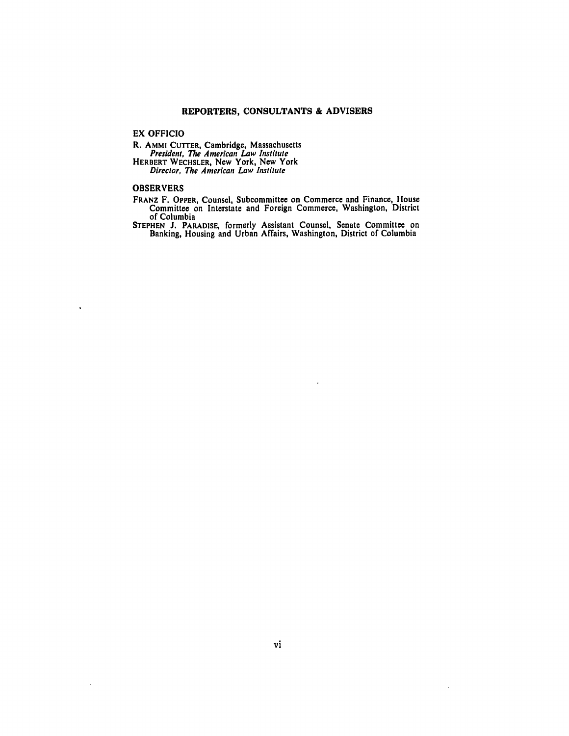## REPORTERS, CONSULTANTS & ADVISERS

### EX OFFICIO

R. AMMI CUTTER, Cambridge, Massachusetts
*President, The American Law Institute*
HERBERT WECHSLER, New York, New York
*Director, The American Law Institute*

### OBSERVERS

FRANZ F. OPPER, Counsel, Subcommittee on Commerce and Finance, House Committee on Interstate and Foreign Commerce, Washington, District of Columbia
STEPHEN J. PARADISE, formerly Assistant Counsel, Senate Committee on Banking, Housing and Urban Affairs, Washington, District of Columbia